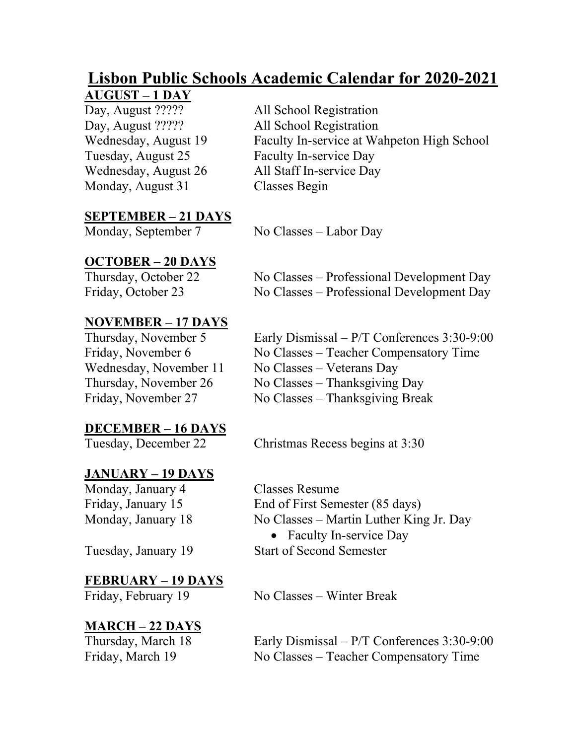# Lisbon Public Schools Academic Calendar for 2020-2021

## AUGUST – 1 DAY

| | |
|---|---|
| Day, August ????? | All School Registration |
| Day, August ????? | All School Registration |
| Wednesday, August 19 | Faculty In-service at Wahpeton High School |
| Tuesday, August 25 | Faculty In-service Day |
| Wednesday, August 26 | All Staff In-service Day |
| Monday, August 31 | Classes Begin |

## SEPTEMBER – 21 DAYS

| | |
|---|---|
| Monday, September 7 | No Classes – Labor Day |

## OCTOBER – 20 DAYS

| | |
|---|---|
| Thursday, October 22 | No Classes – Professional Development Day |
| Friday, October 23 | No Classes – Professional Development Day |

## NOVEMBER – 17 DAYS

| | |
|---|---|
| Thursday, November 5 | Early Dismissal – P/T Conferences 3:30-9:00 |
| Friday, November 6 | No Classes – Teacher Compensatory Time |
| Wednesday, November 11 | No Classes – Veterans Day |
| Thursday, November 26 | No Classes – Thanksgiving Day |
| Friday, November 27 | No Classes – Thanksgiving Break |

## DECEMBER – 16 DAYS

| | |
|---|---|
| Tuesday, December 22 | Christmas Recess begins at 3:30 |

## JANUARY – 19 DAYS

| | |
|---|---|
| Monday, January 4 | Classes Resume |
| Friday, January 15 | End of First Semester (85 days) |
| Monday, January 18 | No Classes – Martin Luther King Jr. Day<br>• Faculty In-service Day |
| Tuesday, January 19 | Start of Second Semester |

## FEBRUARY – 19 DAYS

| | |
|---|---|
| Friday, February 19 | No Classes – Winter Break |

## MARCH – 22 DAYS

| | |
|---|---|
| Thursday, March 18 | Early Dismissal – P/T Conferences 3:30-9:00 |
| Friday, March 19 | No Classes – Teacher Compensatory Time |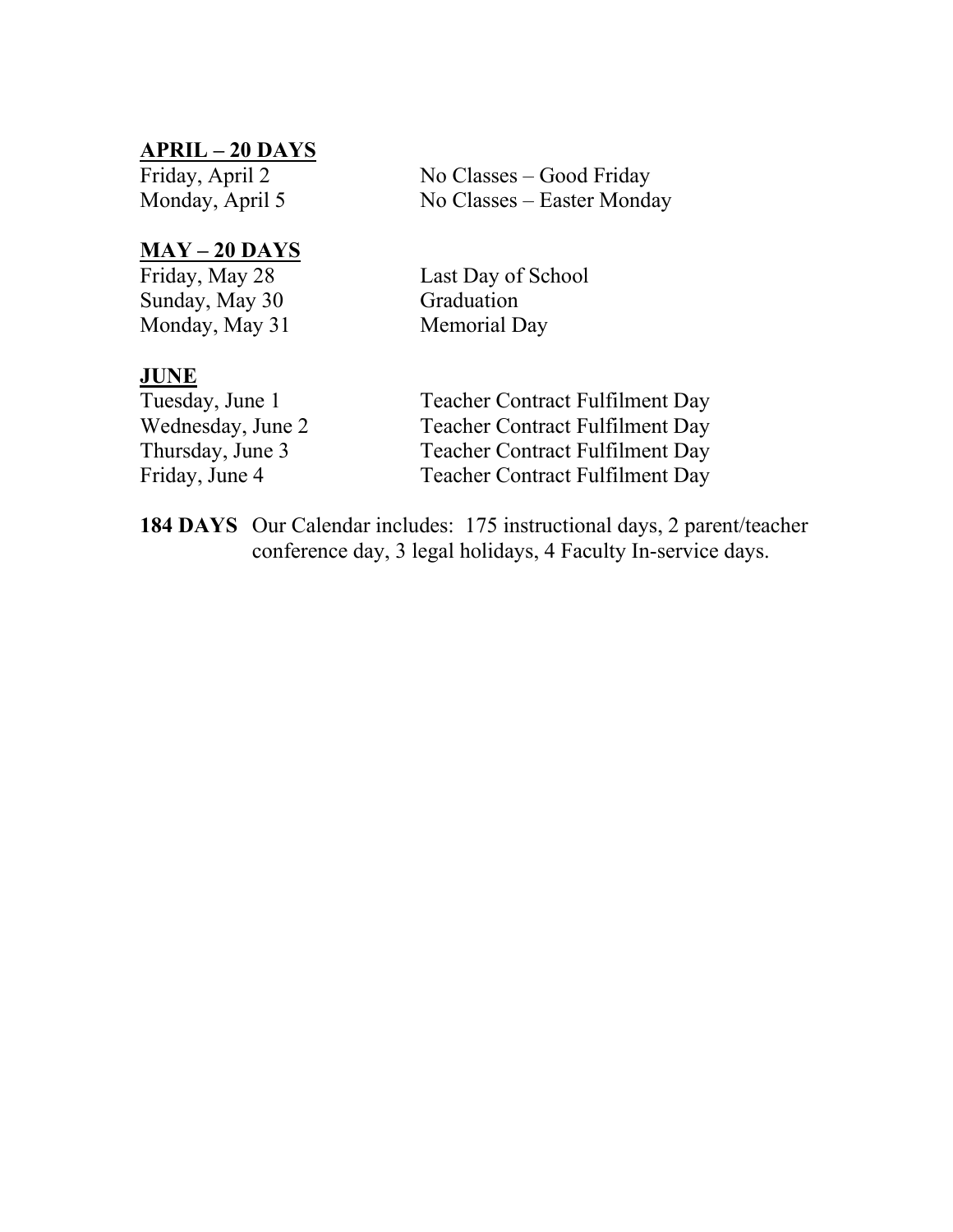**APRIL – 20 DAYS**

| | |
|---|---|
| Friday, April 2 | No Classes – Good Friday |
| Monday, April 5 | No Classes – Easter Monday |

**MAY – 20 DAYS**

| | |
|---|---|
| Friday, May 28 | Last Day of School |
| Sunday, May 30 | Graduation |
| Monday, May 31 | Memorial Day |

**JUNE**

| | |
|---|---|
| Tuesday, June 1 | Teacher Contract Fulfilment Day |
| Wednesday, June 2 | Teacher Contract Fulfilment Day |
| Thursday, June 3 | Teacher Contract Fulfilment Day |
| Friday, June 4 | Teacher Contract Fulfilment Day |

**184 DAYS** Our Calendar includes: 175 instructional days, 2 parent/teacher conference day, 3 legal holidays, 4 Faculty In-service days.